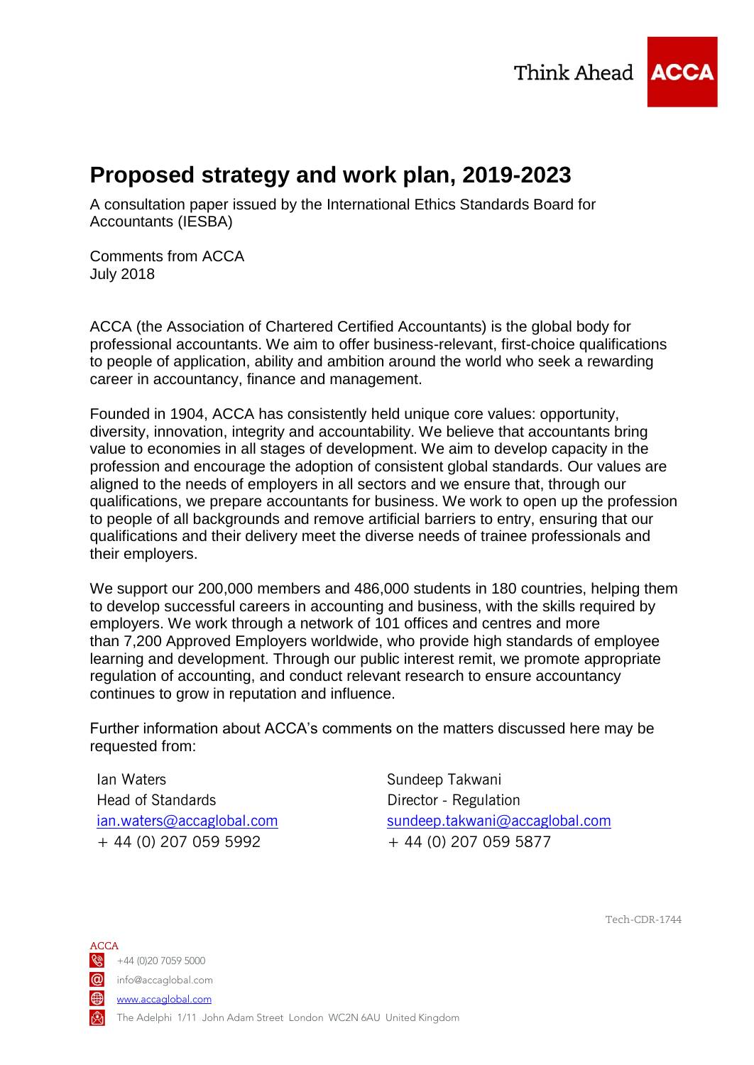Think Ahead ACCA

# Proposed strategy and work plan, 2019-2023

A consultation paper issued by the International Ethics Standards Board for Accountants (IESBA)

Comments from ACCA
July 2018

ACCA (the Association of Chartered Certified Accountants) is the global body for professional accountants. We aim to offer business-relevant, first-choice qualifications to people of application, ability and ambition around the world who seek a rewarding career in accountancy, finance and management.

Founded in 1904, ACCA has consistently held unique core values: opportunity, diversity, innovation, integrity and accountability. We believe that accountants bring value to economies in all stages of development. We aim to develop capacity in the profession and encourage the adoption of consistent global standards. Our values are aligned to the needs of employers in all sectors and we ensure that, through our qualifications, we prepare accountants for business. We work to open up the profession to people of all backgrounds and remove artificial barriers to entry, ensuring that our qualifications and their delivery meet the diverse needs of trainee professionals and their employers.

We support our 200,000 members and 486,000 students in 180 countries, helping them to develop successful careers in accounting and business, with the skills required by employers. We work through a network of 101 offices and centres and more than 7,200 Approved Employers worldwide, who provide high standards of employee learning and development. Through our public interest remit, we promote appropriate regulation of accounting, and conduct relevant research to ensure accountancy continues to grow in reputation and influence.

Further information about ACCA's comments on the matters discussed here may be requested from:

Ian Waters
Head of Standards
ian.waters@accaglobal.com
+ 44 (0) 207 059 5992

Sundeep Takwani
Director - Regulation
sundeep.takwani@accaglobal.com
+ 44 (0) 207 059 5877

Tech-CDR-1744

ACCA
+44 (0)20 7059 5000
info@accaglobal.com
www.accaglobal.com
The Adelphi 1/11 John Adam Street London WC2N 6AU United Kingdom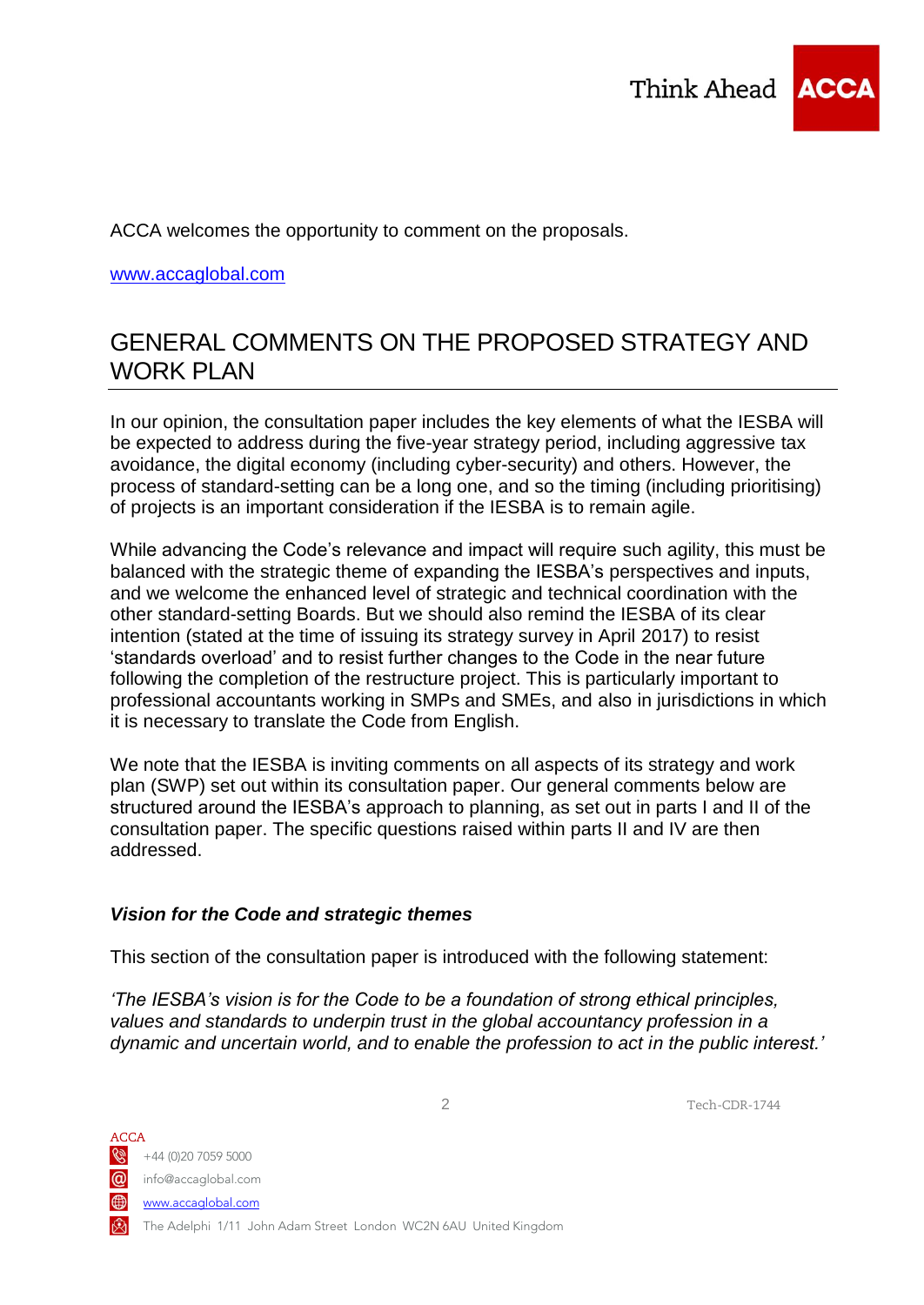ACCA welcomes the opportunity to comment on the proposals.

www.accaglobal.com

## GENERAL COMMENTS ON THE PROPOSED STRATEGY AND WORK PLAN

In our opinion, the consultation paper includes the key elements of what the IESBA will be expected to address during the five-year strategy period, including aggressive tax avoidance, the digital economy (including cyber-security) and others. However, the process of standard-setting can be a long one, and so the timing (including prioritising) of projects is an important consideration if the IESBA is to remain agile.

While advancing the Code's relevance and impact will require such agility, this must be balanced with the strategic theme of expanding the IESBA's perspectives and inputs, and we welcome the enhanced level of strategic and technical coordination with the other standard-setting Boards. But we should also remind the IESBA of its clear intention (stated at the time of issuing its strategy survey in April 2017) to resist 'standards overload' and to resist further changes to the Code in the near future following the completion of the restructure project. This is particularly important to professional accountants working in SMPs and SMEs, and also in jurisdictions in which it is necessary to translate the Code from English.

We note that the IESBA is inviting comments on all aspects of its strategy and work plan (SWP) set out within its consultation paper. Our general comments below are structured around the IESBA's approach to planning, as set out in parts I and II of the consultation paper. The specific questions raised within parts II and IV are then addressed.

### *Vision for the Code and strategic themes*

This section of the consultation paper is introduced with the following statement:

*'The IESBA's vision is for the Code to be a foundation of strong ethical principles, values and standards to underpin trust in the global accountancy profession in a dynamic and uncertain world, and to enable the profession to act in the public interest.'*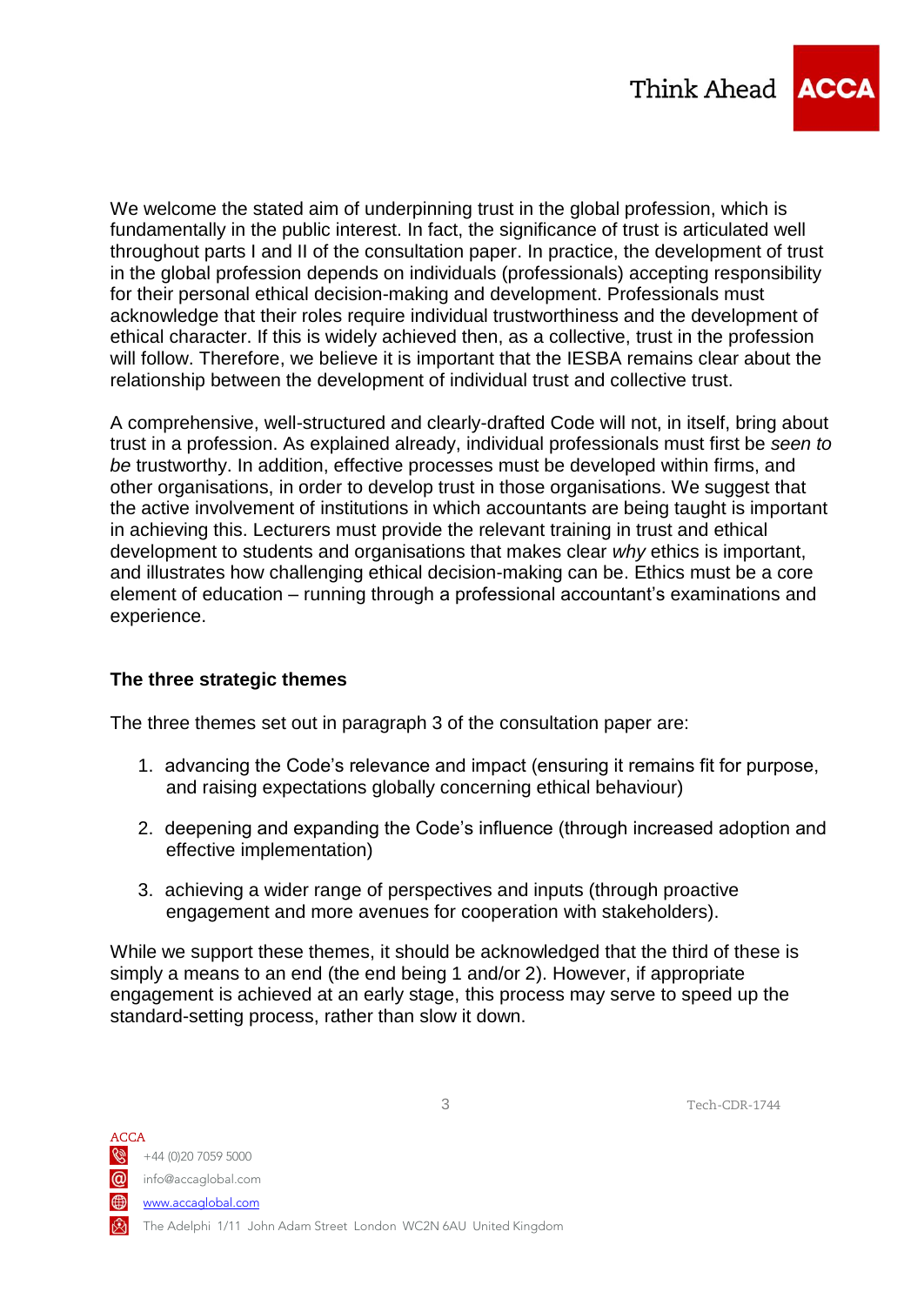We welcome the stated aim of underpinning trust in the global profession, which is fundamentally in the public interest. In fact, the significance of trust is articulated well throughout parts I and II of the consultation paper. In practice, the development of trust in the global profession depends on individuals (professionals) accepting responsibility for their personal ethical decision-making and development. Professionals must acknowledge that their roles require individual trustworthiness and the development of ethical character. If this is widely achieved then, as a collective, trust in the profession will follow. Therefore, we believe it is important that the IESBA remains clear about the relationship between the development of individual trust and collective trust.

A comprehensive, well-structured and clearly-drafted Code will not, in itself, bring about trust in a profession. As explained already, individual professionals must first be *seen to be* trustworthy. In addition, effective processes must be developed within firms, and other organisations, in order to develop trust in those organisations. We suggest that the active involvement of institutions in which accountants are being taught is important in achieving this. Lecturers must provide the relevant training in trust and ethical development to students and organisations that makes clear *why* ethics is important, and illustrates how challenging ethical decision-making can be. Ethics must be a core element of education – running through a professional accountant's examinations and experience.

**The three strategic themes**

The three themes set out in paragraph 3 of the consultation paper are:

1. advancing the Code's relevance and impact (ensuring it remains fit for purpose, and raising expectations globally concerning ethical behaviour)
2. deepening and expanding the Code's influence (through increased adoption and effective implementation)
3. achieving a wider range of perspectives and inputs (through proactive engagement and more avenues for cooperation with stakeholders).

While we support these themes, it should be acknowledged that the third of these is simply a means to an end (the end being 1 and/or 2). However, if appropriate engagement is achieved at an early stage, this process may serve to speed up the standard-setting process, rather than slow it down.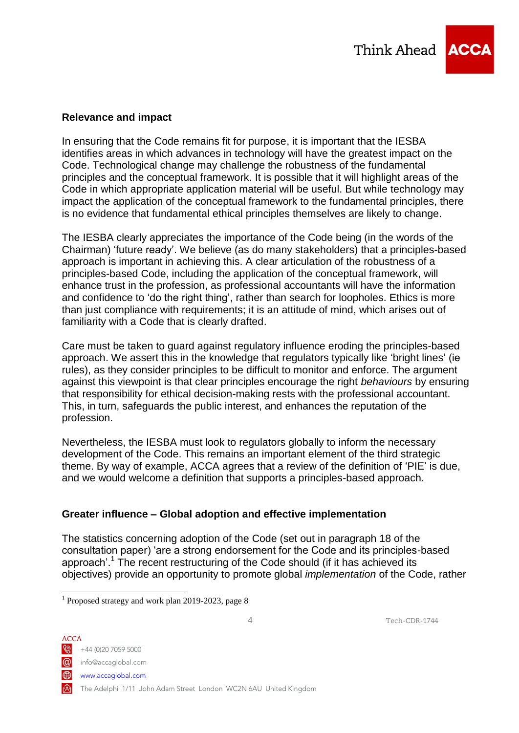**Relevance and impact**

In ensuring that the Code remains fit for purpose, it is important that the IESBA identifies areas in which advances in technology will have the greatest impact on the Code. Technological change may challenge the robustness of the fundamental principles and the conceptual framework. It is possible that it will highlight areas of the Code in which appropriate application material will be useful. But while technology may impact the application of the conceptual framework to the fundamental principles, there is no evidence that fundamental ethical principles themselves are likely to change.

The IESBA clearly appreciates the importance of the Code being (in the words of the Chairman) 'future ready'. We believe (as do many stakeholders) that a principles-based approach is important in achieving this. A clear articulation of the robustness of a principles-based Code, including the application of the conceptual framework, will enhance trust in the profession, as professional accountants will have the information and confidence to 'do the right thing', rather than search for loopholes. Ethics is more than just compliance with requirements; it is an attitude of mind, which arises out of familiarity with a Code that is clearly drafted.

Care must be taken to guard against regulatory influence eroding the principles-based approach. We assert this in the knowledge that regulators typically like 'bright lines' (ie rules), as they consider principles to be difficult to monitor and enforce. The argument against this viewpoint is that clear principles encourage the right *behaviours* by ensuring that responsibility for ethical decision-making rests with the professional accountant. This, in turn, safeguards the public interest, and enhances the reputation of the profession.

Nevertheless, the IESBA must look to regulators globally to inform the necessary development of the Code. This remains an important element of the third strategic theme. By way of example, ACCA agrees that a review of the definition of 'PIE' is due, and we would welcome a definition that supports a principles-based approach.

**Greater influence – Global adoption and effective implementation**

The statistics concerning adoption of the Code (set out in paragraph 18 of the consultation paper) 'are a strong endorsement for the Code and its principles-based approach'.[1] The recent restructuring of the Code should (if it has achieved its objectives) provide an opportunity to promote global *implementation* of the Code, rather

[1] Proposed strategy and work plan 2019-2023, page 8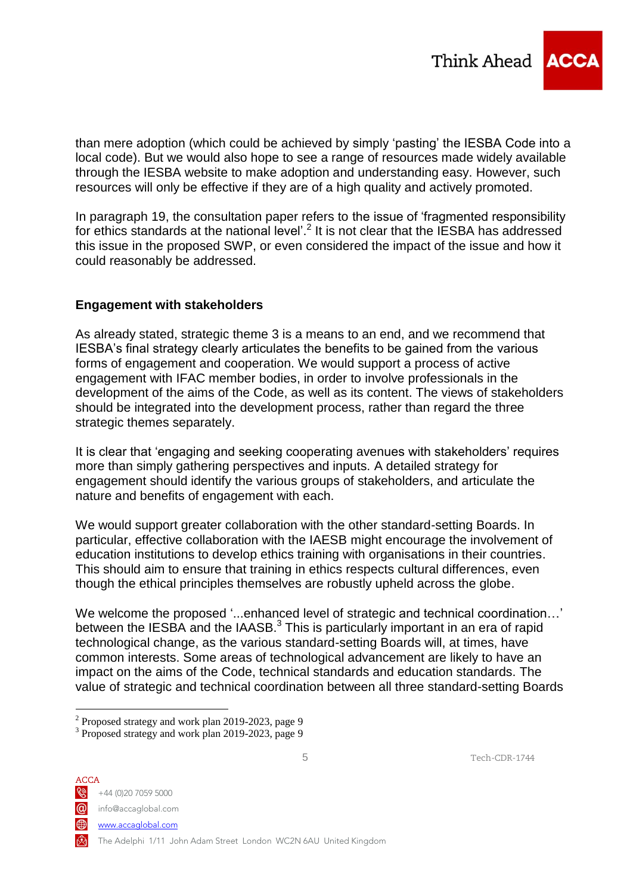than mere adoption (which could be achieved by simply 'pasting' the IESBA Code into a local code). But we would also hope to see a range of resources made widely available through the IESBA website to make adoption and understanding easy. However, such resources will only be effective if they are of a high quality and actively promoted.

In paragraph 19, the consultation paper refers to the issue of 'fragmented responsibility for ethics standards at the national level'.[2] It is not clear that the IESBA has addressed this issue in the proposed SWP, or even considered the impact of the issue and how it could reasonably be addressed.

**Engagement with stakeholders**

As already stated, strategic theme 3 is a means to an end, and we recommend that IESBA's final strategy clearly articulates the benefits to be gained from the various forms of engagement and cooperation. We would support a process of active engagement with IFAC member bodies, in order to involve professionals in the development of the aims of the Code, as well as its content. The views of stakeholders should be integrated into the development process, rather than regard the three strategic themes separately.

It is clear that 'engaging and seeking cooperating avenues with stakeholders' requires more than simply gathering perspectives and inputs. A detailed strategy for engagement should identify the various groups of stakeholders, and articulate the nature and benefits of engagement with each.

We would support greater collaboration with the other standard-setting Boards. In particular, effective collaboration with the IAESB might encourage the involvement of education institutions to develop ethics training with organisations in their countries. This should aim to ensure that training in ethics respects cultural differences, even though the ethical principles themselves are robustly upheld across the globe.

We welcome the proposed '...enhanced level of strategic and technical coordination…' between the IESBA and the IAASB.[3] This is particularly important in an era of rapid technological change, as the various standard-setting Boards will, at times, have common interests. Some areas of technological advancement are likely to have an impact on the aims of the Code, technical standards and education standards. The value of strategic and technical coordination between all three standard-setting Boards

[2] Proposed strategy and work plan 2019-2023, page 9
[3] Proposed strategy and work plan 2019-2023, page 9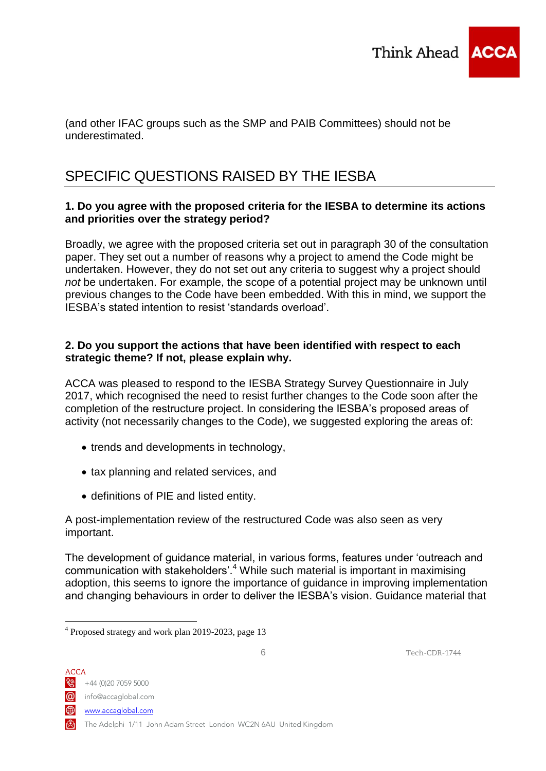(and other IFAC groups such as the SMP and PAIB Committees) should not be underestimated.

## SPECIFIC QUESTIONS RAISED BY THE IESBA

**1. Do you agree with the proposed criteria for the IESBA to determine its actions and priorities over the strategy period?**

Broadly, we agree with the proposed criteria set out in paragraph 30 of the consultation paper. They set out a number of reasons why a project to amend the Code might be undertaken. However, they do not set out any criteria to suggest why a project should *not* be undertaken. For example, the scope of a potential project may be unknown until previous changes to the Code have been embedded. With this in mind, we support the IESBA's stated intention to resist 'standards overload'.

**2. Do you support the actions that have been identified with respect to each strategic theme? If not, please explain why.**

ACCA was pleased to respond to the IESBA Strategy Survey Questionnaire in July 2017, which recognised the need to resist further changes to the Code soon after the completion of the restructure project. In considering the IESBA's proposed areas of activity (not necessarily changes to the Code), we suggested exploring the areas of:

- trends and developments in technology,
- tax planning and related services, and
- definitions of PIE and listed entity.

A post-implementation review of the restructured Code was also seen as very important.

The development of guidance material, in various forms, features under 'outreach and communication with stakeholders'.[4] While such material is important in maximising adoption, this seems to ignore the importance of guidance in improving implementation and changing behaviours in order to deliver the IESBA's vision. Guidance material that

[4] Proposed strategy and work plan 2019-2023, page 13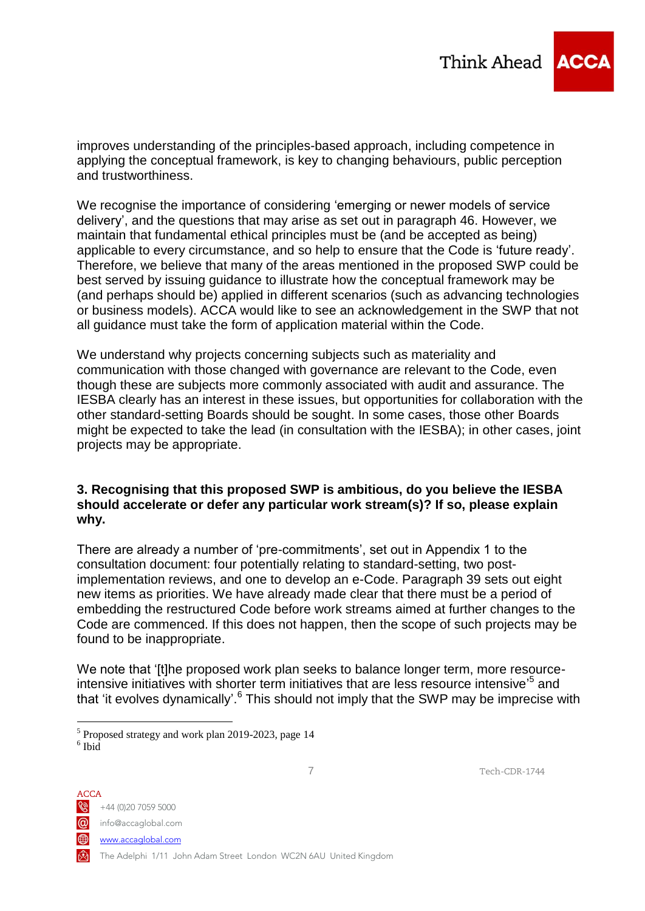improves understanding of the principles-based approach, including competence in applying the conceptual framework, is key to changing behaviours, public perception and trustworthiness.

We recognise the importance of considering ‘emerging or newer models of service delivery’, and the questions that may arise as set out in paragraph 46. However, we maintain that fundamental ethical principles must be (and be accepted as being) applicable to every circumstance, and so help to ensure that the Code is ‘future ready’. Therefore, we believe that many of the areas mentioned in the proposed SWP could be best served by issuing guidance to illustrate how the conceptual framework may be (and perhaps should be) applied in different scenarios (such as advancing technologies or business models). ACCA would like to see an acknowledgement in the SWP that not all guidance must take the form of application material within the Code.

We understand why projects concerning subjects such as materiality and communication with those changed with governance are relevant to the Code, even though these are subjects more commonly associated with audit and assurance. The IESBA clearly has an interest in these issues, but opportunities for collaboration with the other standard-setting Boards should be sought. In some cases, those other Boards might be expected to take the lead (in consultation with the IESBA); in other cases, joint projects may be appropriate.

**3. Recognising that this proposed SWP is ambitious, do you believe the IESBA should accelerate or defer any particular work stream(s)? If so, please explain why.**

There are already a number of ‘pre-commitments’, set out in Appendix 1 to the consultation document: four potentially relating to standard-setting, two post-implementation reviews, and one to develop an e-Code. Paragraph 39 sets out eight new items as priorities. We have already made clear that there must be a period of embedding the restructured Code before work streams aimed at further changes to the Code are commenced. If this does not happen, then the scope of such projects may be found to be inappropriate.

We note that ‘[t]he proposed work plan seeks to balance longer term, more resource-intensive initiatives with shorter term initiatives that are less resource intensive’[5] and that ‘it evolves dynamically’.[6] This should not imply that the SWP may be imprecise with

[5] Proposed strategy and work plan 2019-2023, page 14

[6] Ibid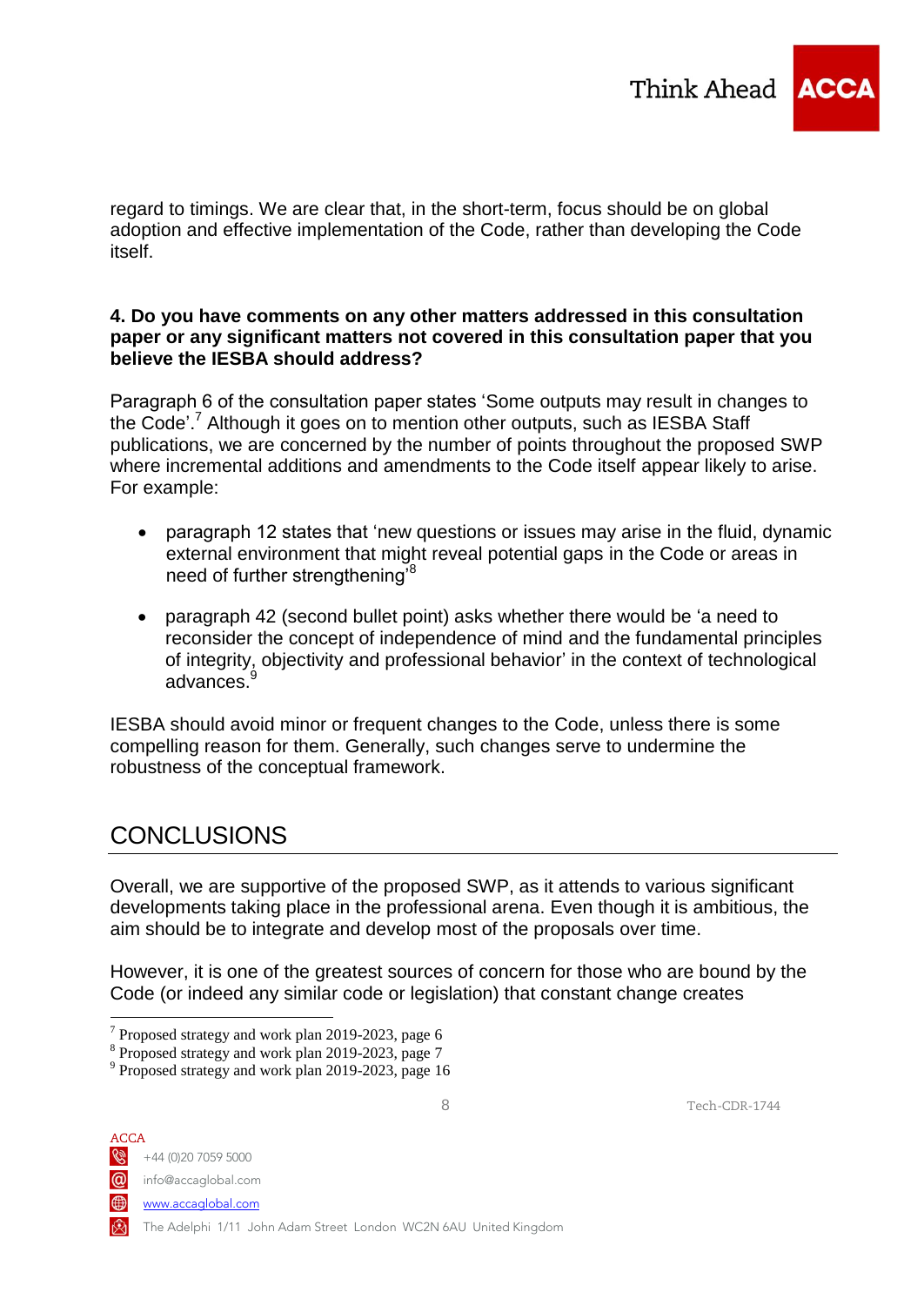regard to timings. We are clear that, in the short-term, focus should be on global adoption and effective implementation of the Code, rather than developing the Code itself.

**4. Do you have comments on any other matters addressed in this consultation paper or any significant matters not covered in this consultation paper that you believe the IESBA should address?**

Paragraph 6 of the consultation paper states 'Some outputs may result in changes to the Code'.[7] Although it goes on to mention other outputs, such as IESBA Staff publications, we are concerned by the number of points throughout the proposed SWP where incremental additions and amendments to the Code itself appear likely to arise. For example:

- paragraph 12 states that 'new questions or issues may arise in the fluid, dynamic external environment that might reveal potential gaps in the Code or areas in need of further strengthening'[8]
- paragraph 42 (second bullet point) asks whether there would be 'a need to reconsider the concept of independence of mind and the fundamental principles of integrity, objectivity and professional behavior' in the context of technological advances.[9]

IESBA should avoid minor or frequent changes to the Code, unless there is some compelling reason for them. Generally, such changes serve to undermine the robustness of the conceptual framework.

## CONCLUSIONS

Overall, we are supportive of the proposed SWP, as it attends to various significant developments taking place in the professional arena. Even though it is ambitious, the aim should be to integrate and develop most of the proposals over time.

However, it is one of the greatest sources of concern for those who are bound by the Code (or indeed any similar code or legislation) that constant change creates

[7] Proposed strategy and work plan 2019-2023, page 6
[8] Proposed strategy and work plan 2019-2023, page 7
[9] Proposed strategy and work plan 2019-2023, page 16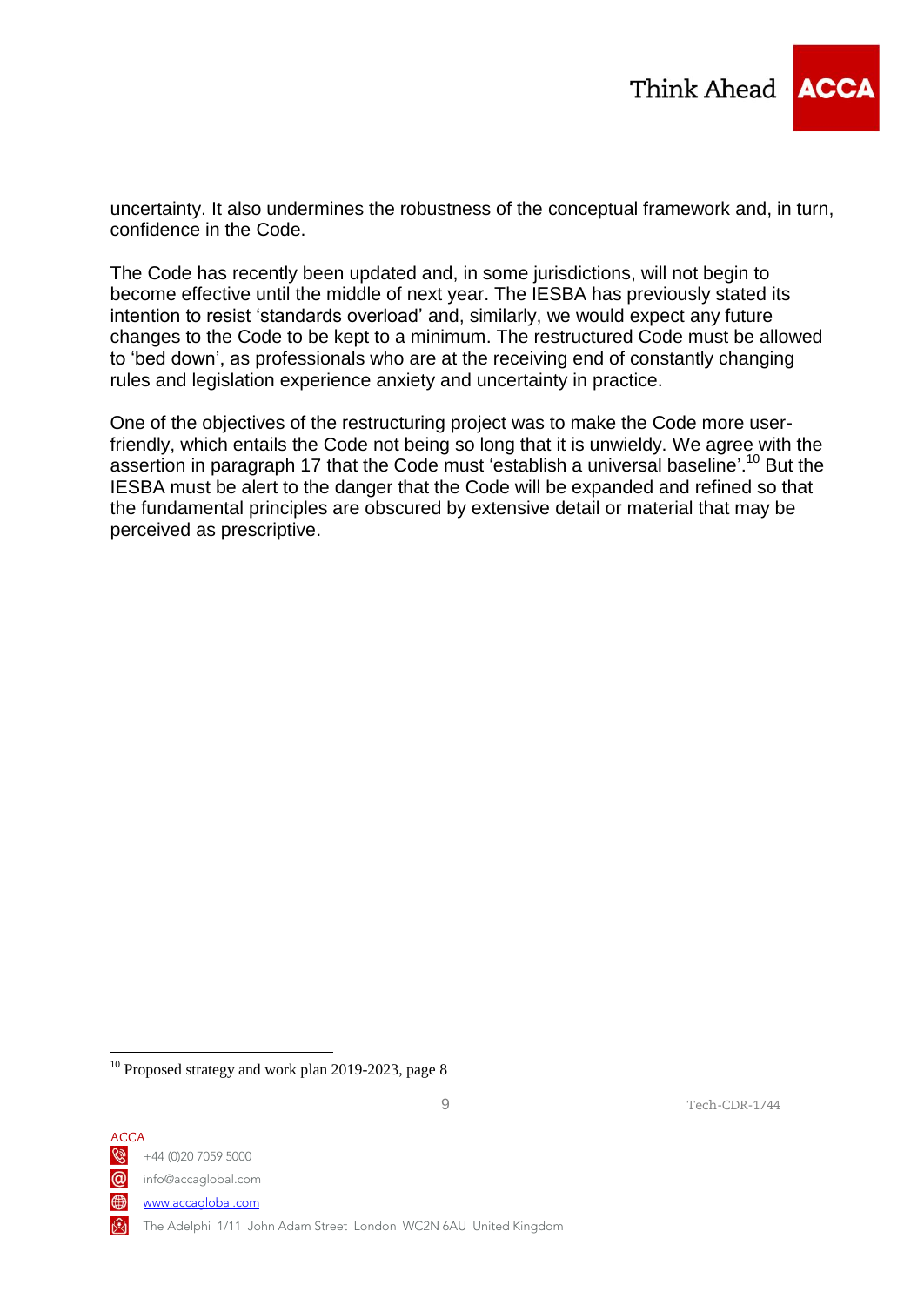uncertainty. It also undermines the robustness of the conceptual framework and, in turn, confidence in the Code.

The Code has recently been updated and, in some jurisdictions, will not begin to become effective until the middle of next year. The IESBA has previously stated its intention to resist 'standards overload' and, similarly, we would expect any future changes to the Code to be kept to a minimum. The restructured Code must be allowed to 'bed down', as professionals who are at the receiving end of constantly changing rules and legislation experience anxiety and uncertainty in practice.

One of the objectives of the restructuring project was to make the Code more user-friendly, which entails the Code not being so long that it is unwieldy. We agree with the assertion in paragraph 17 that the Code must 'establish a universal baseline'.[10] But the IESBA must be alert to the danger that the Code will be expanded and refined so that the fundamental principles are obscured by extensive detail or material that may be perceived as prescriptive.

[10] Proposed strategy and work plan 2019-2023, page 8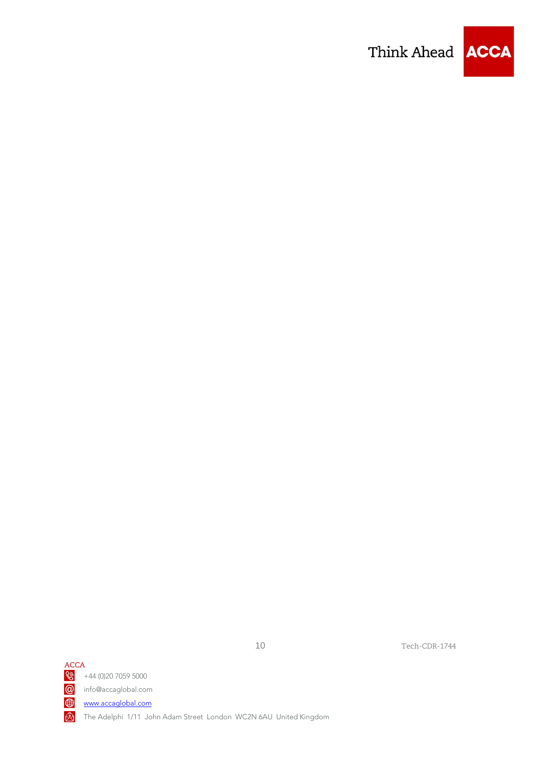ACCA

+44 (0)20 7059 5000

info@accaglobal.com

www.accaglobal.com

The Adelphi 1/11 John Adam Street London WC2N 6AU United Kingdom